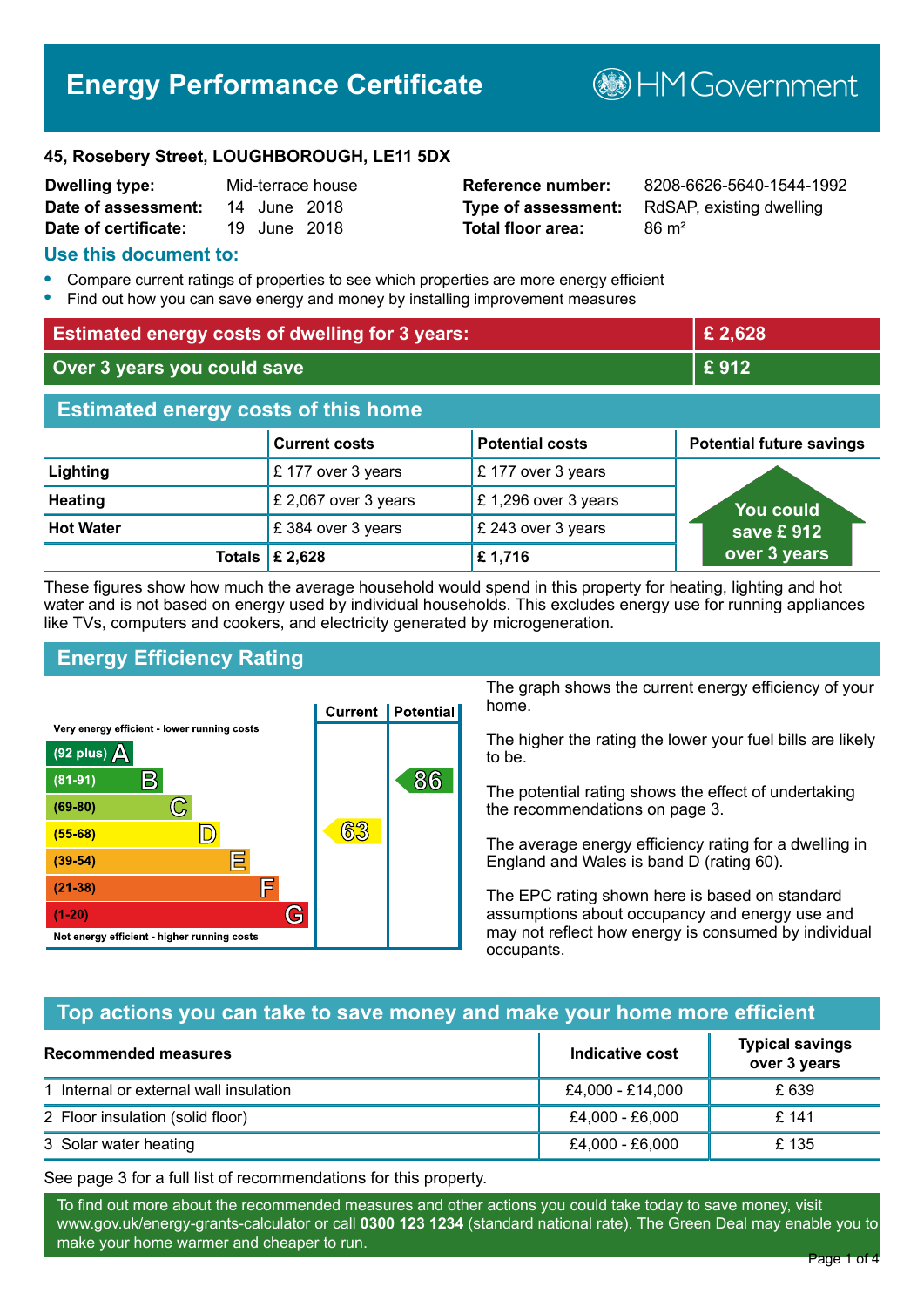# Energy Performance Certificate

HM Government

**45, Rosebery Street, LOUGHBOROUGH, LE11 5DX**

| | | | |
|---|---|---|---|
| **Dwelling type:** | Mid-terrace house | **Reference number:** | 8208-6626-5640-1544-1992 |
| **Date of assessment:** | 14 June 2018 | **Type of assessment:** | RdSAP, existing dwelling |
| **Date of certificate:** | 19 June 2018 | **Total floor area:** | 86 m² |

## Use this document to:

- Compare current ratings of properties to see which properties are more energy efficient
- Find out how you can save energy and money by installing improvement measures

| | |
|---|---|
| **Estimated energy costs of dwelling for 3 years:** | **£ 2,628** |
| **Over 3 years you could save** | **£ 912** |

## Estimated energy costs of this home

| | Current costs | Potential costs | Potential future savings |
|---|---|---|---|
| **Lighting** | £ 177 over 3 years | £ 177 over 3 years | You could save £ 912 over 3 years |
| **Heating** | £ 2,067 over 3 years | £ 1,296 over 3 years | |
| **Hot Water** | £ 384 over 3 years | £ 243 over 3 years | |
| **Totals** | **£ 2,628** | **£ 1,716** | |

These figures show how much the average household would spend in this property for heating, lighting and hot water and is not based on energy used by individual households. This excludes energy use for running appliances like TVs, computers and cookers, and electricity generated by microgeneration.

## Energy Efficiency Rating

| Rating | Current | Potential |
|---|---|---|
| Very energy efficient - lower running costs | | |
| (92 plus) A | | |
| (81-91) B | | 86 |
| (69-80) C | | |
| (55-68) D | 63 | |
| (39-54) E | | |
| (21-38) F | | |
| (1-20) G | | |
| Not energy efficient - higher running costs | | |

The graph shows the current energy efficiency of your home.

The higher the rating the lower your fuel bills are likely to be.

The potential rating shows the effect of undertaking the recommendations on page 3.

The average energy efficiency rating for a dwelling in England and Wales is band D (rating 60).

The EPC rating shown here is based on standard assumptions about occupancy and energy use and may not reflect how energy is consumed by individual occupants.

## Top actions you can take to save money and make your home more efficient

| Recommended measures | Indicative cost | Typical savings over 3 years |
|---|---|---|
| 1 Internal or external wall insulation | £4,000 - £14,000 | £ 639 |
| 2 Floor insulation (solid floor) | £4,000 - £6,000 | £ 141 |
| 3 Solar water heating | £4,000 - £6,000 | £ 135 |

See page 3 for a full list of recommendations for this property.

To find out more about the recommended measures and other actions you could take today to save money, visit www.gov.uk/energy-grants-calculator or call **0300 123 1234** (standard national rate). The Green Deal may enable you to make your home warmer and cheaper to run.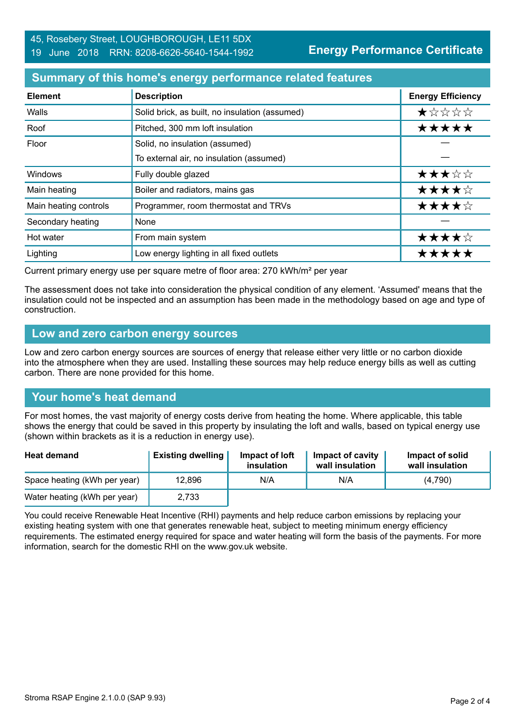45, Rosebery Street, LOUGHBOROUGH, LE11 5DX
19 June 2018 RRN: 8208-6626-5640-1544-1992

**Energy Performance Certificate**

## Summary of this home's energy performance related features

| Element | Description | Energy Efficiency |
|---|---|---|
| Walls | Solid brick, as built, no insulation (assumed) | ★☆☆☆☆ |
| Roof | Pitched, 300 mm loft insulation | ★★★★★ |
| Floor | Solid, no insulation (assumed) | — |
| | To external air, no insulation (assumed) | — |
| Windows | Fully double glazed | ★★★☆☆ |
| Main heating | Boiler and radiators, mains gas | ★★★★☆ |
| Main heating controls | Programmer, room thermostat and TRVs | ★★★★☆ |
| Secondary heating | None | — |
| Hot water | From main system | ★★★★☆ |
| Lighting | Low energy lighting in all fixed outlets | ★★★★★ |

Current primary energy use per square metre of floor area: 270 kWh/m² per year

The assessment does not take into consideration the physical condition of any element. 'Assumed' means that the insulation could not be inspected and an assumption has been made in the methodology based on age and type of construction.

## Low and zero carbon energy sources

Low and zero carbon energy sources are sources of energy that release either very little or no carbon dioxide into the atmosphere when they are used. Installing these sources may help reduce energy bills as well as cutting carbon. There are none provided for this home.

## Your home's heat demand

For most homes, the vast majority of energy costs derive from heating the home. Where applicable, this table shows the energy that could be saved in this property by insulating the loft and walls, based on typical energy use (shown within brackets as it is a reduction in energy use).

| Heat demand | Existing dwelling | Impact of loft insulation | Impact of cavity wall insulation | Impact of solid wall insulation |
|---|---|---|---|---|
| Space heating (kWh per year) | 12,896 | N/A | N/A | (4,790) |
| Water heating (kWh per year) | 2,733 | | | |

You could receive Renewable Heat Incentive (RHI) payments and help reduce carbon emissions by replacing your existing heating system with one that generates renewable heat, subject to meeting minimum energy efficiency requirements. The estimated energy required for space and water heating will form the basis of the payments. For more information, search for the domestic RHI on the www.gov.uk website.

Stroma RSAP Engine 2.1.0.0 (SAP 9.93)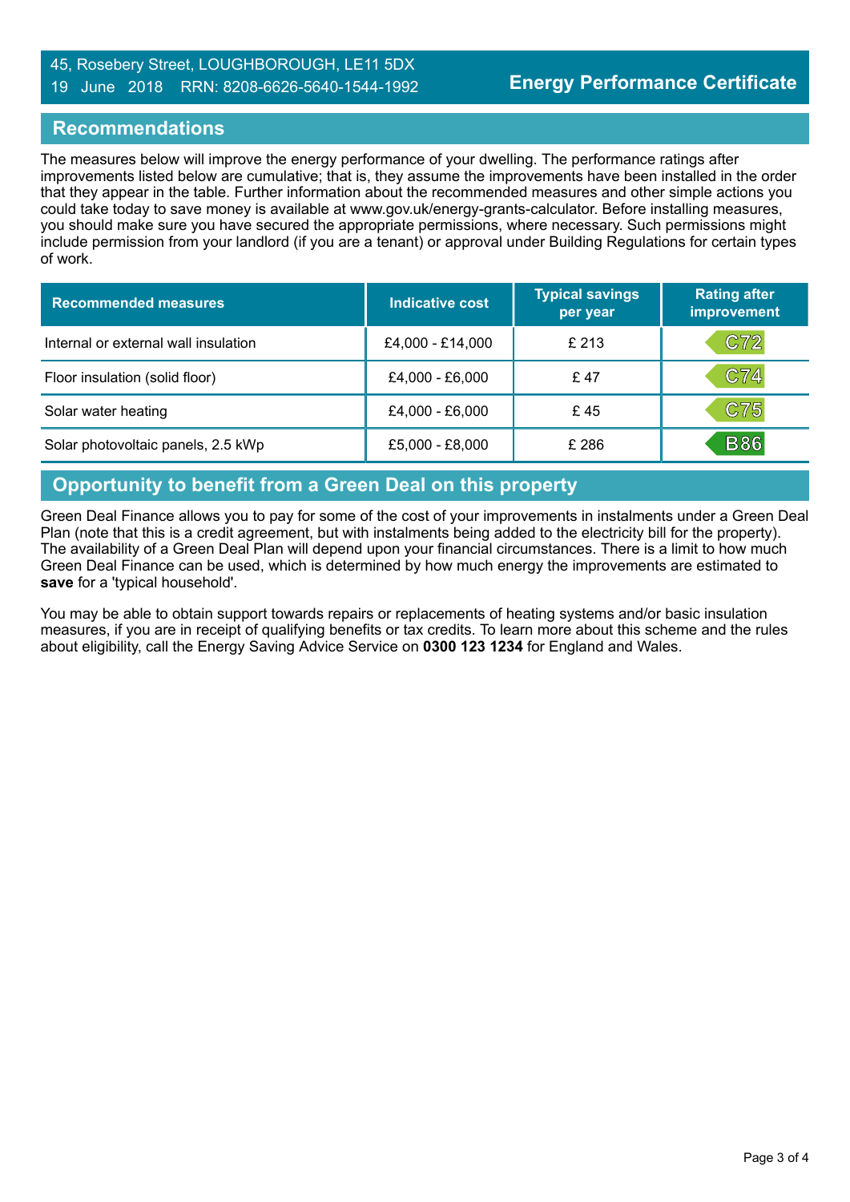## Recommendations

The measures below will improve the energy performance of your dwelling. The performance ratings after improvements listed below are cumulative; that is, they assume the improvements have been installed in the order that they appear in the table. Further information about the recommended measures and other simple actions you could take today to save money is available at www.gov.uk/energy-grants-calculator. Before installing measures, you should make sure you have secured the appropriate permissions, where necessary. Such permissions might include permission from your landlord (if you are a tenant) or approval under Building Regulations for certain types of work.

| Recommended measures | Indicative cost | Typical savings per year | Rating after improvement |
|---|---|---|---|
| Internal or external wall insulation | £4,000 - £14,000 | £ 213 | C72 |
| Floor insulation (solid floor) | £4,000 - £6,000 | £ 47 | C74 |
| Solar water heating | £4,000 - £6,000 | £ 45 | C75 |
| Solar photovoltaic panels, 2.5 kWp | £5,000 - £8,000 | £ 286 | B86 |

## Opportunity to benefit from a Green Deal on this property

Green Deal Finance allows you to pay for some of the cost of your improvements in instalments under a Green Deal Plan (note that this is a credit agreement, but with instalments being added to the electricity bill for the property). The availability of a Green Deal Plan will depend upon your financial circumstances. There is a limit to how much Green Deal Finance can be used, which is determined by how much energy the improvements are estimated to **save** for a 'typical household'.

You may be able to obtain support towards repairs or replacements of heating systems and/or basic insulation measures, if you are in receipt of qualifying benefits or tax credits. To learn more about this scheme and the rules about eligibility, call the Energy Saving Advice Service on **0300 123 1234** for England and Wales.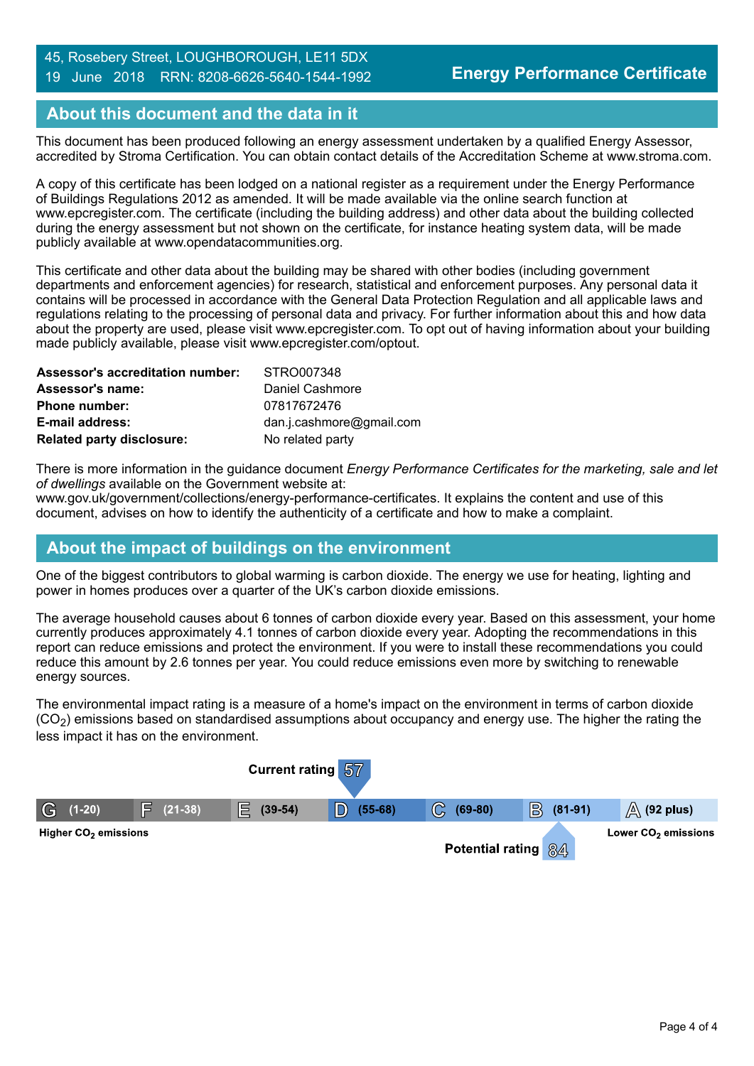45, Rosebery Street, LOUGHBOROUGH, LE11 5DX
19 June 2018 RRN: 8208-6626-5640-1544-1992

**Energy Performance Certificate**

## About this document and the data in it

This document has been produced following an energy assessment undertaken by a qualified Energy Assessor, accredited by Stroma Certification. You can obtain contact details of the Accreditation Scheme at www.stroma.com.

A copy of this certificate has been lodged on a national register as a requirement under the Energy Performance of Buildings Regulations 2012 as amended. It will be made available via the online search function at www.epcregister.com. The certificate (including the building address) and other data about the building collected during the energy assessment but not shown on the certificate, for instance heating system data, will be made publicly available at www.opendatacommunities.org.

This certificate and other data about the building may be shared with other bodies (including government departments and enforcement agencies) for research, statistical and enforcement purposes. Any personal data it contains will be processed in accordance with the General Data Protection Regulation and all applicable laws and regulations relating to the processing of personal data and privacy. For further information about this and how data about the property are used, please visit www.epcregister.com. To opt out of having information about your building made publicly available, please visit www.epcregister.com/optout.

| | |
|---|---|
| **Assessor's accreditation number:** | STRO007348 |
| **Assessor's name:** | Daniel Cashmore |
| **Phone number:** | 07817672476 |
| **E-mail address:** | dan.j.cashmore@gmail.com |
| **Related party disclosure:** | No related party |

There is more information in the guidance document *Energy Performance Certificates for the marketing, sale and let of dwellings* available on the Government website at: www.gov.uk/government/collections/energy-performance-certificates. It explains the content and use of this document, advises on how to identify the authenticity of a certificate and how to make a complaint.

## About the impact of buildings on the environment

One of the biggest contributors to global warming is carbon dioxide. The energy we use for heating, lighting and power in homes produces over a quarter of the UK's carbon dioxide emissions.

The average household causes about 6 tonnes of carbon dioxide every year. Based on this assessment, your home currently produces approximately 4.1 tonnes of carbon dioxide every year. Adopting the recommendations in this report can reduce emissions and protect the environment. If you were to install these recommendations you could reduce this amount by 2.6 tonnes per year. You could reduce emissions even more by switching to renewable energy sources.

The environmental impact rating is a measure of a home's impact on the environment in terms of carbon dioxide ($CO_2$) emissions based on standardised assumptions about occupancy and energy use. The higher the rating the less impact it has on the environment.

Current rating 57

G (1-20)
F (21-38)
E (39-54)
D (55-68)
C (69-80)
B (81-91)
A (92 plus)

Higher $CO_2$ emissions
Lower $CO_2$ emissions

Potential rating 84